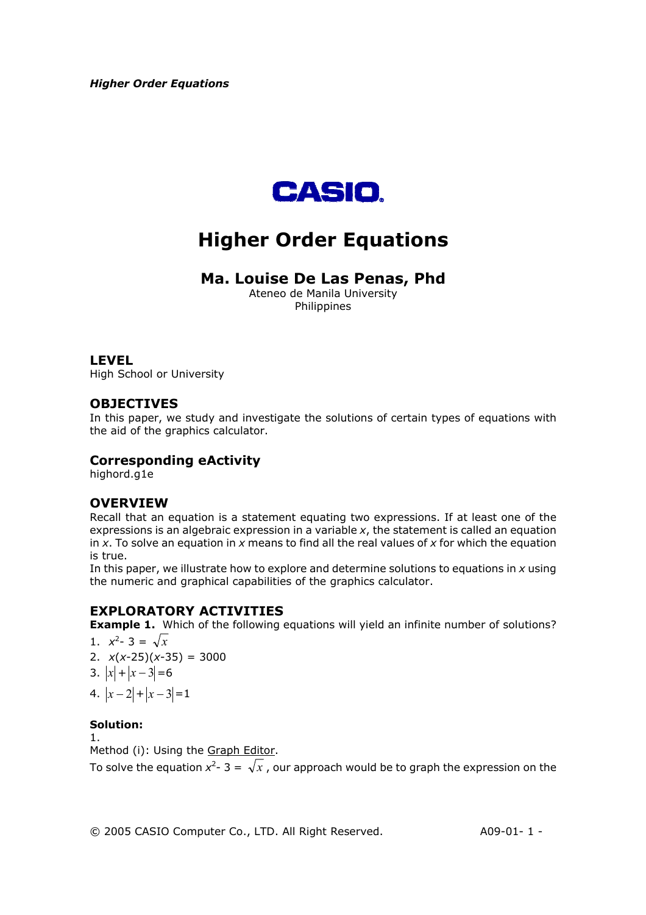CASIO

# Higher Order Equations

### Ma. Louise De Las Penas, Phd

Ateneo de Manila University
Philippines

## LEVEL

High School or University

## OBJECTIVES

In this paper, we study and investigate the solutions of certain types of equations with the aid of the graphics calculator.

## Corresponding eActivity

highord.g1e

## OVERVIEW

Recall that an equation is a statement equating two expressions. If at least one of the expressions is an algebraic expression in a variable *x*, the statement is called an equation in *x*. To solve an equation in *x* means to find all the real values of *x* for which the equation is true.
In this paper, we illustrate how to explore and determine solutions to equations in *x* using the numeric and graphical capabilities of the graphics calculator.

## EXPLORATORY ACTIVITIES

**Example 1.** Which of the following equations will yield an infinite number of solutions?

1. $x^2 - 3 = \sqrt{x}$
2. $x(x-25)(x-35) = 3000$
3. $|x| + |x-3| = 6$
4. $|x-2| + |x-3| = 1$

**Solution:**

1.
Method (i): Using the Graph Editor.
To solve the equation $x^2 - 3 = \sqrt{x}$, our approach would be to graph the expression on the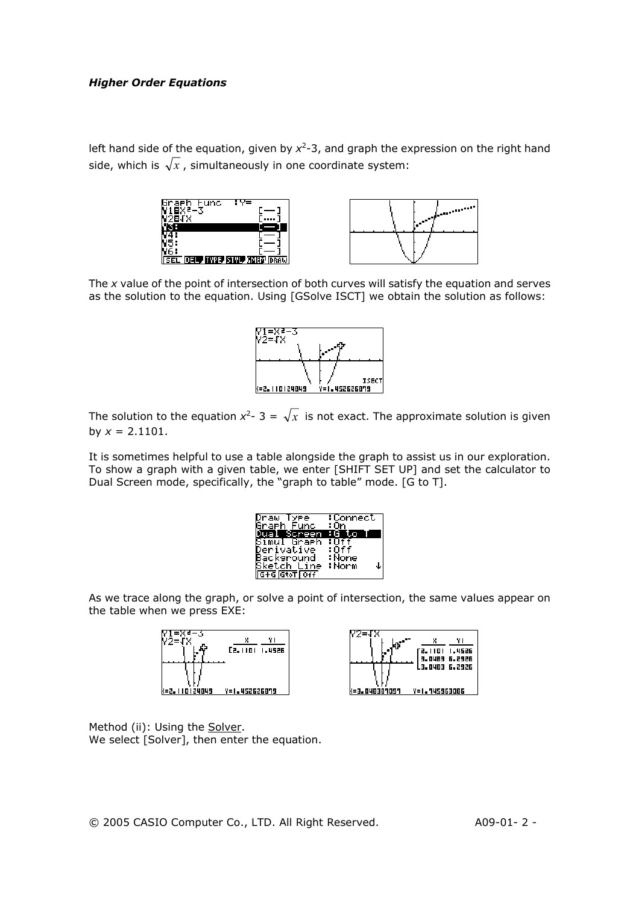left hand side of the equation, given by $x^2$-3, and graph the expression on the right hand side, which is $\sqrt{x}$, simultaneously in one coordinate system:

The $x$ value of the point of intersection of both curves will satisfy the equation and serves as the solution to the equation. Using [GSolve ISCT] we obtain the solution as follows:

The solution to the equation $x^2$- 3 = $\sqrt{x}$ is not exact. The approximate solution is given by $x$ = 2.1101.

It is sometimes helpful to use a table alongside the graph to assist us in our exploration. To show a graph with a given table, we enter [SHIFT SET UP] and set the calculator to Dual Screen mode, specifically, the "graph to table" mode. [G to T].

As we trace along the graph, or solve a point of intersection, the same values appear on the table when we press EXE:

Method (ii): Using the Solver.
We select [Solver], then enter the equation.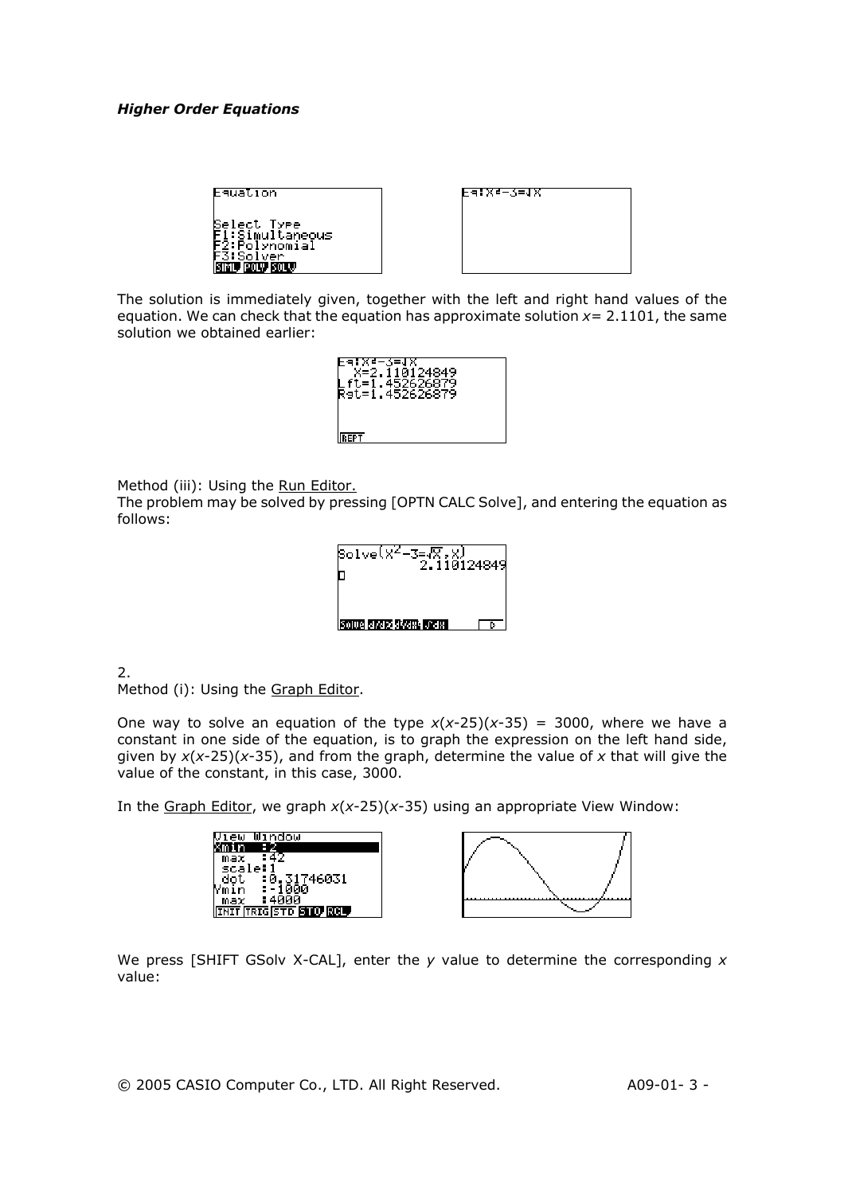*Higher Order Equations*

The solution is immediately given, together with the left and right hand values of the equation. We can check that the equation has approximate solution $x$= 2.1101, the same solution we obtained earlier:

Method (iii): Using the Run Editor.
The problem may be solved by pressing [OPTN CALC Solve], and entering the equation as follows:

2.
Method (i): Using the Graph Editor.

One way to solve an equation of the type $x(x\text{-}25)(x\text{-}35) = 3000$, where we have a constant in one side of the equation, is to graph the expression on the left hand side, given by $x(x\text{-}25)(x\text{-}35)$, and from the graph, determine the value of $x$ that will give the value of the constant, in this case, 3000.

In the Graph Editor, we graph $x(x\text{-}25)(x\text{-}35)$ using an appropriate View Window:

We press [SHIFT GSolv X-CAL], enter the $y$ value to determine the corresponding $x$ value: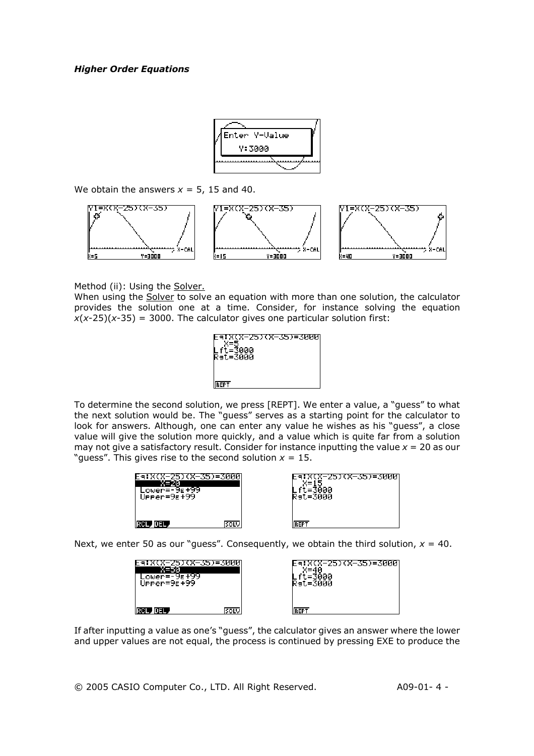*Higher Order Equations*

We obtain the answers $x$ = 5, 15 and 40.

Method (ii): Using the Solver.

When using the Solver to solve an equation with more than one solution, the calculator provides the solution one at a time. Consider, for instance solving the equation $x(x\text{-}25)(x\text{-}35) = 3000$. The calculator gives one particular solution first:

To determine the second solution, we press [REPT]. We enter a value, a "guess" to what the next solution would be. The "guess" serves as a starting point for the calculator to look for answers. Although, one can enter any value he wishes as his "guess", a close value will give the solution more quickly, and a value which is quite far from a solution may not give a satisfactory result. Consider for instance inputting the value $x$ = 20 as our "guess". This gives rise to the second solution $x$ = 15.

Next, we enter 50 as our "guess". Consequently, we obtain the third solution, $x$ = 40.

If after inputting a value as one's "guess", the calculator gives an answer where the lower and upper values are not equal, the process is continued by pressing EXE to produce the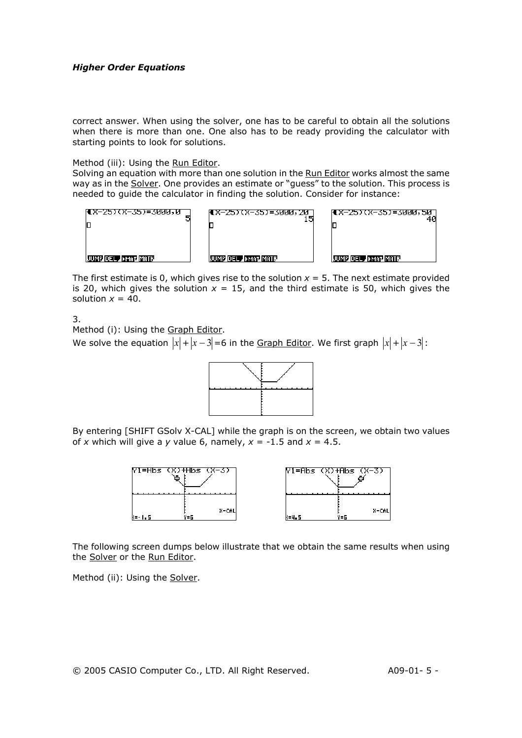correct answer. When using the solver, one has to be careful to obtain all the solutions when there is more than one. One also has to be ready providing the calculator with starting points to look for solutions.

Method (iii): Using the Run Editor.
Solving an equation with more than one solution in the Run Editor works almost the same way as in the Solver. One provides an estimate or "guess" to the solution. This process is needed to guide the calculator in finding the solution. Consider for instance:

The first estimate is 0, which gives rise to the solution $x = 5$. The next estimate provided is 20, which gives the solution $x = 15$, and the third estimate is 50, which gives the solution $x = 40$.

3.
Method (i): Using the Graph Editor.
We solve the equation $|x|+|x-3|=6$ in the Graph Editor. We first graph $|x|+|x-3|$:

By entering [SHIFT GSolv X-CAL] while the graph is on the screen, we obtain two values of $x$ which will give a $y$ value 6, namely, $x = -1.5$ and $x = 4.5$.

The following screen dumps below illustrate that we obtain the same results when using the Solver or the Run Editor.

Method (ii): Using the Solver.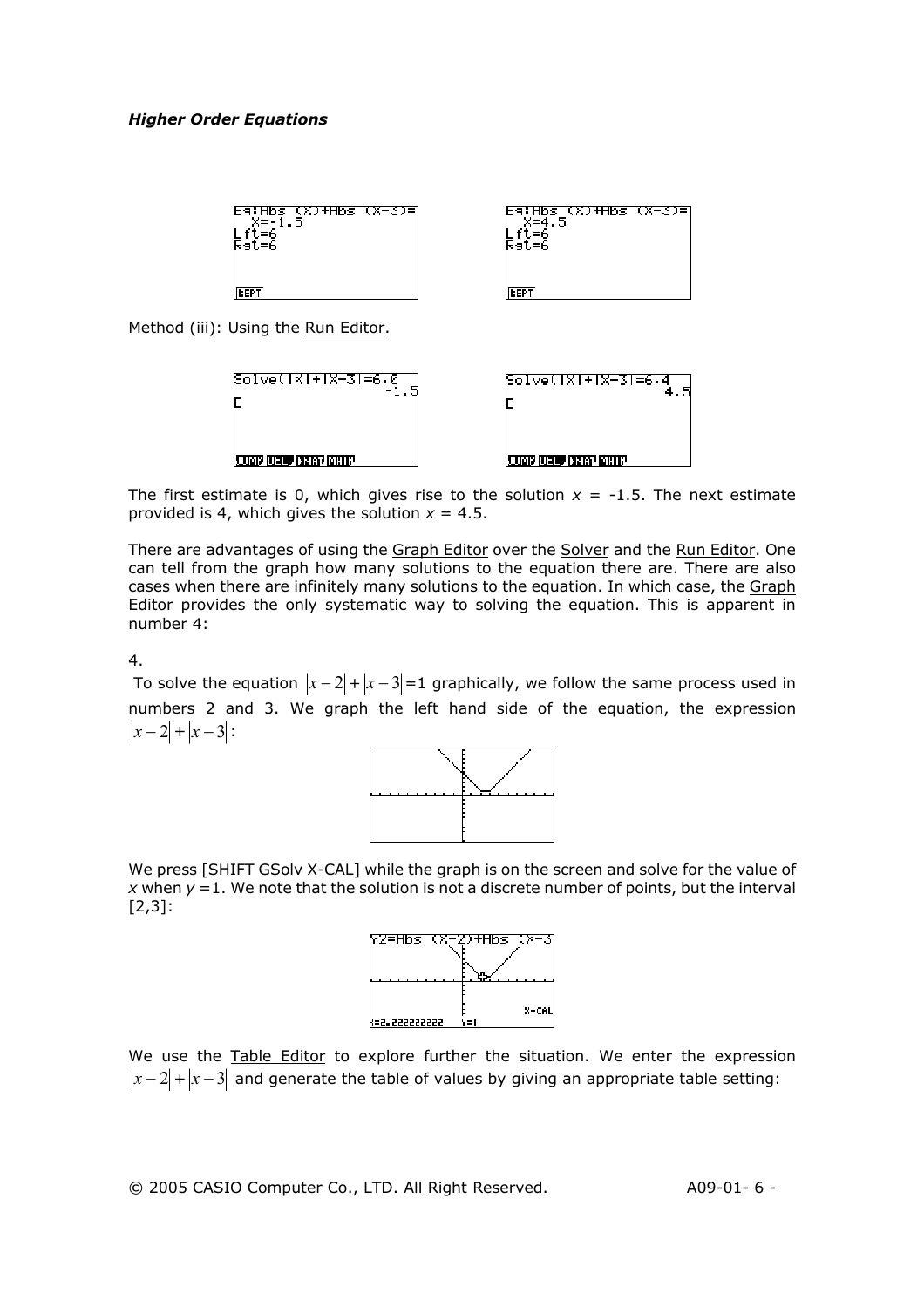*Higher Order Equations*

Method (iii): Using the Run Editor.

The first estimate is 0, which gives rise to the solution $x$ = -1.5. The next estimate provided is 4, which gives the solution $x$ = 4.5.

There are advantages of using the Graph Editor over the Solver and the Run Editor. One can tell from the graph how many solutions to the equation there are. There are also cases when there are infinitely many solutions to the equation. In which case, the Graph Editor provides the only systematic way to solving the equation. This is apparent in number 4:

4.

To solve the equation $|x-2|+|x-3|=1$ graphically, we follow the same process used in numbers 2 and 3. We graph the left hand side of the equation, the expression $|x-2|+|x-3|$:

We press [SHIFT GSolv X-CAL] while the graph is on the screen and solve for the value of $x$ when $y$ =1. We note that the solution is not a discrete number of points, but the interval [2,3]:

We use the Table Editor to explore further the situation. We enter the expression $|x-2|+|x-3|$ and generate the table of values by giving an appropriate table setting: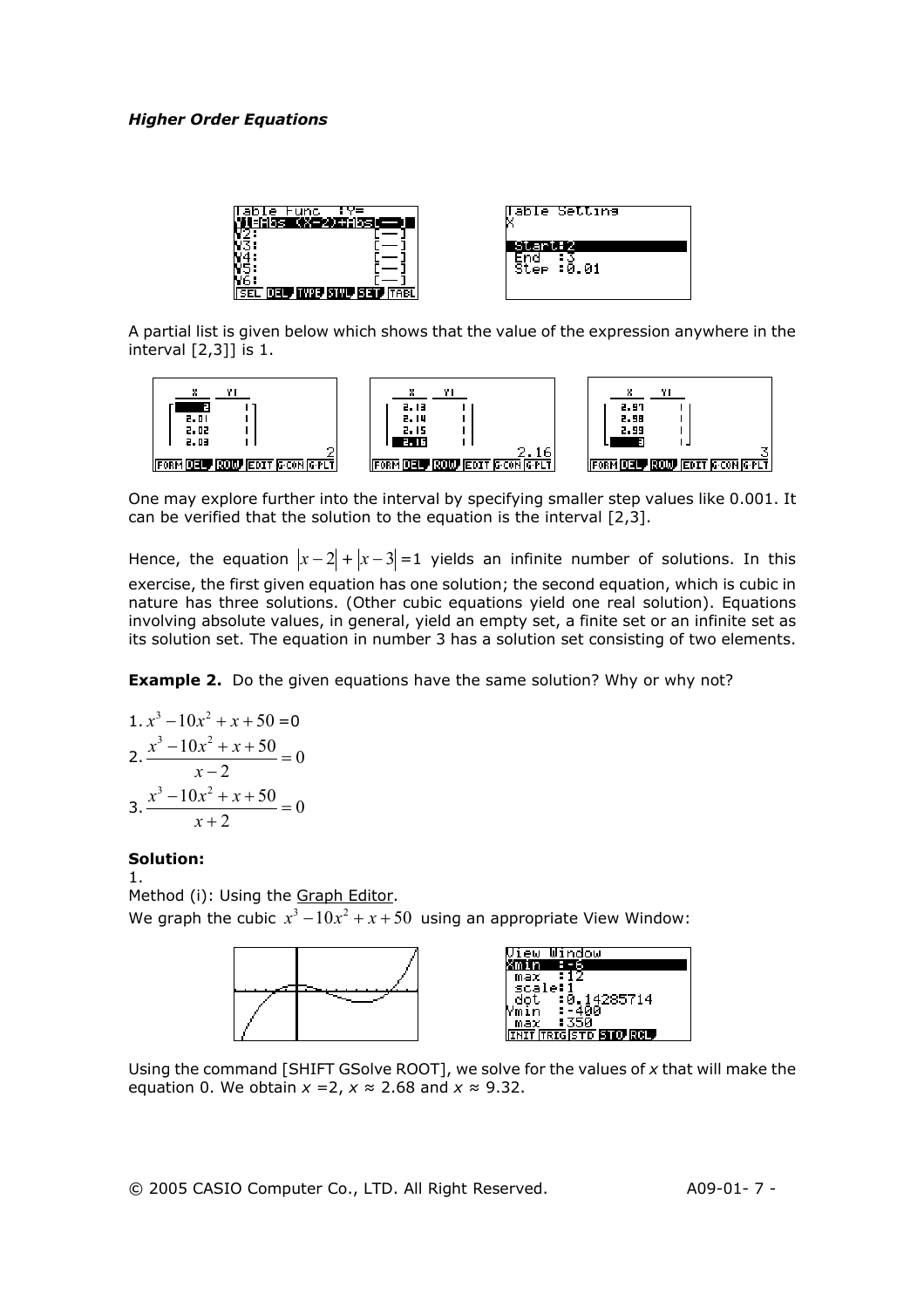*Higher Order Equations*

A partial list is given below which shows that the value of the expression anywhere in the interval [2,3]] is 1.

One may explore further into the interval by specifying smaller step values like 0.001. It can be verified that the solution to the equation is the interval [2,3].

Hence, the equation $|x-2|+|x-3|=1$ yields an infinite number of solutions. In this exercise, the first given equation has one solution; the second equation, which is cubic in nature has three solutions. (Other cubic equations yield one real solution). Equations involving absolute values, in general, yield an empty set, a finite set or an infinite set as its solution set. The equation in number 3 has a solution set consisting of two elements.

**Example 2.** Do the given equations have the same solution? Why or why not?

1. $x^3-10x^2+x+50=0$
2. $\dfrac{x^3-10x^2+x+50}{x-2}=0$
3. $\dfrac{x^3-10x^2+x+50}{x+2}=0$

**Solution:**

1.

Method (i): Using the Graph Editor.

We graph the cubic $x^3-10x^2+x+50$ using an appropriate View Window:

Using the command [SHIFT GSolve ROOT], we solve for the values of *x* that will make the equation 0. We obtain $x=2$, $x \approx 2.68$ and $x \approx 9.32$.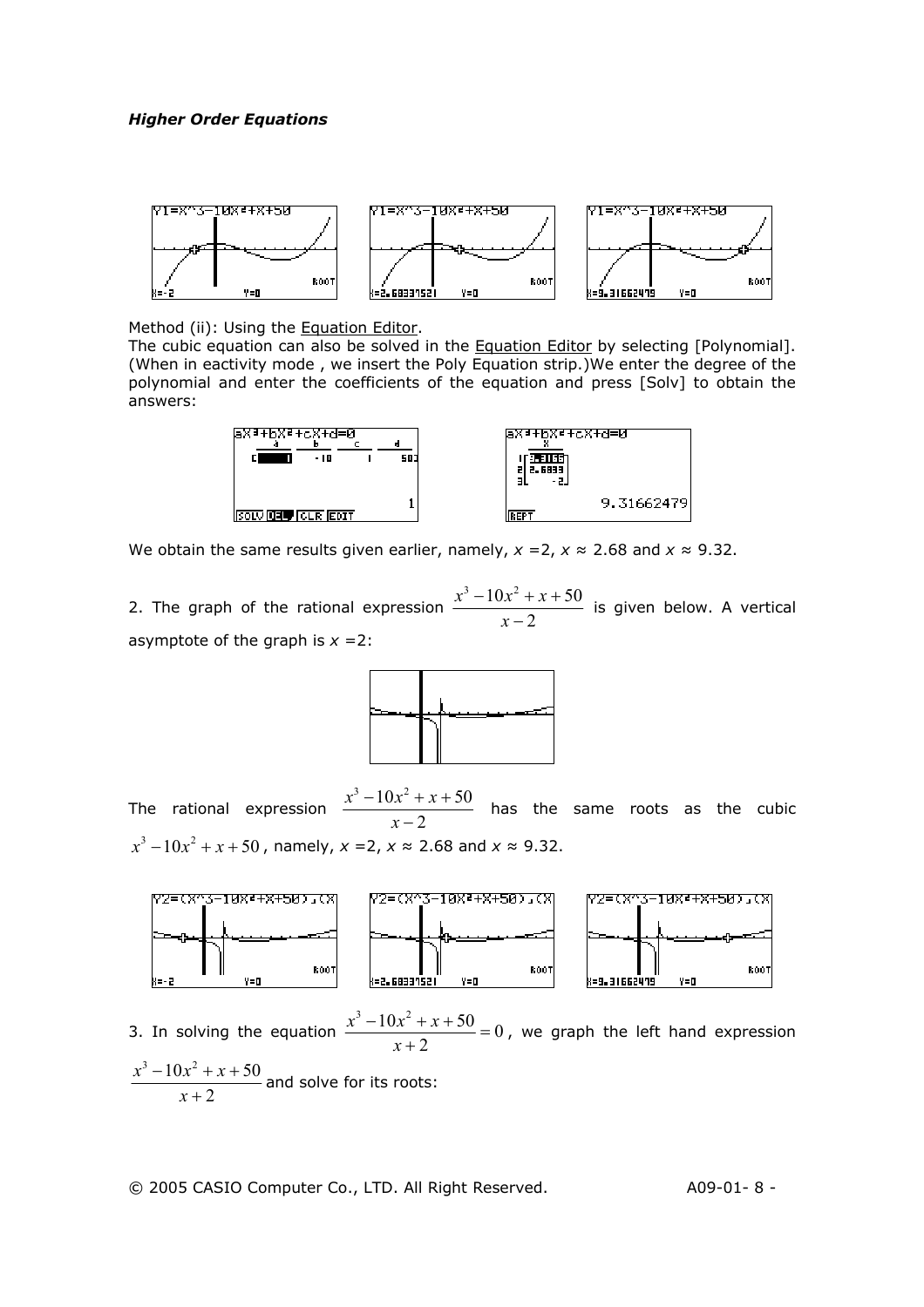*Higher Order Equations*

Method (ii): Using the Equation Editor.
The cubic equation can also be solved in the Equation Editor by selecting [Polynomial]. (When in eactivity mode , we insert the Poly Equation strip.)We enter the degree of the polynomial and enter the coefficients of the equation and press [Solv] to obtain the answers:

We obtain the same results given earlier, namely, $x = 2$, $x \approx 2.68$ and $x \approx 9.32$.

2. The graph of the rational expression $\dfrac{x^3 - 10x^2 + x + 50}{x - 2}$ is given below. A vertical asymptote of the graph is $x = 2$:

The rational expression $\dfrac{x^3 - 10x^2 + x + 50}{x - 2}$ has the same roots as the cubic $x^3 - 10x^2 + x + 50$, namely, $x = 2$, $x \approx 2.68$ and $x \approx 9.32$.

3. In solving the equation $\dfrac{x^3 - 10x^2 + x + 50}{x + 2} = 0$, we graph the left hand expression $\dfrac{x^3 - 10x^2 + x + 50}{x + 2}$ and solve for its roots: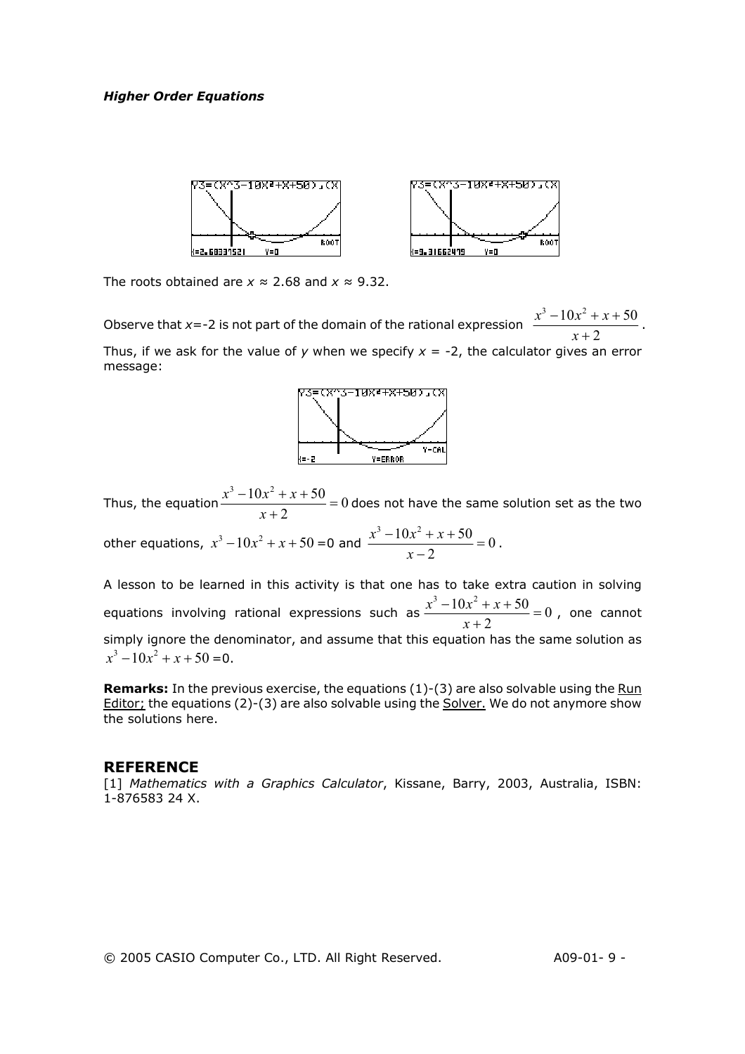The roots obtained are $x \approx 2.68$ and $x \approx 9.32$.

Observe that $x$=-2 is not part of the domain of the rational expression $\frac{x^3 - 10x^2 + x + 50}{x+2}$.

Thus, if we ask for the value of $y$ when we specify $x$ = -2, the calculator gives an error message:

Thus, the equation $\frac{x^3 - 10x^2 + x + 50}{x+2} = 0$ does not have the same solution set as the two other equations, $x^3 - 10x^2 + x + 50 = 0$ and $\frac{x^3 - 10x^2 + x + 50}{x-2} = 0$.

A lesson to be learned in this activity is that one has to take extra caution in solving equations involving rational expressions such as $\frac{x^3 - 10x^2 + x + 50}{x+2} = 0$, one cannot simply ignore the denominator, and assume that this equation has the same solution as $x^3 - 10x^2 + x + 50 = 0$.

**Remarks:** In the previous exercise, the equations (1)-(3) are also solvable using the Run Editor; the equations (2)-(3) are also solvable using the Solver. We do not anymore show the solutions here.

## REFERENCE

[1] *Mathematics with a Graphics Calculator*, Kissane, Barry, 2003, Australia, ISBN: 1-876583 24 X.

© 2005 CASIO Computer Co., LTD. All Right Reserved.